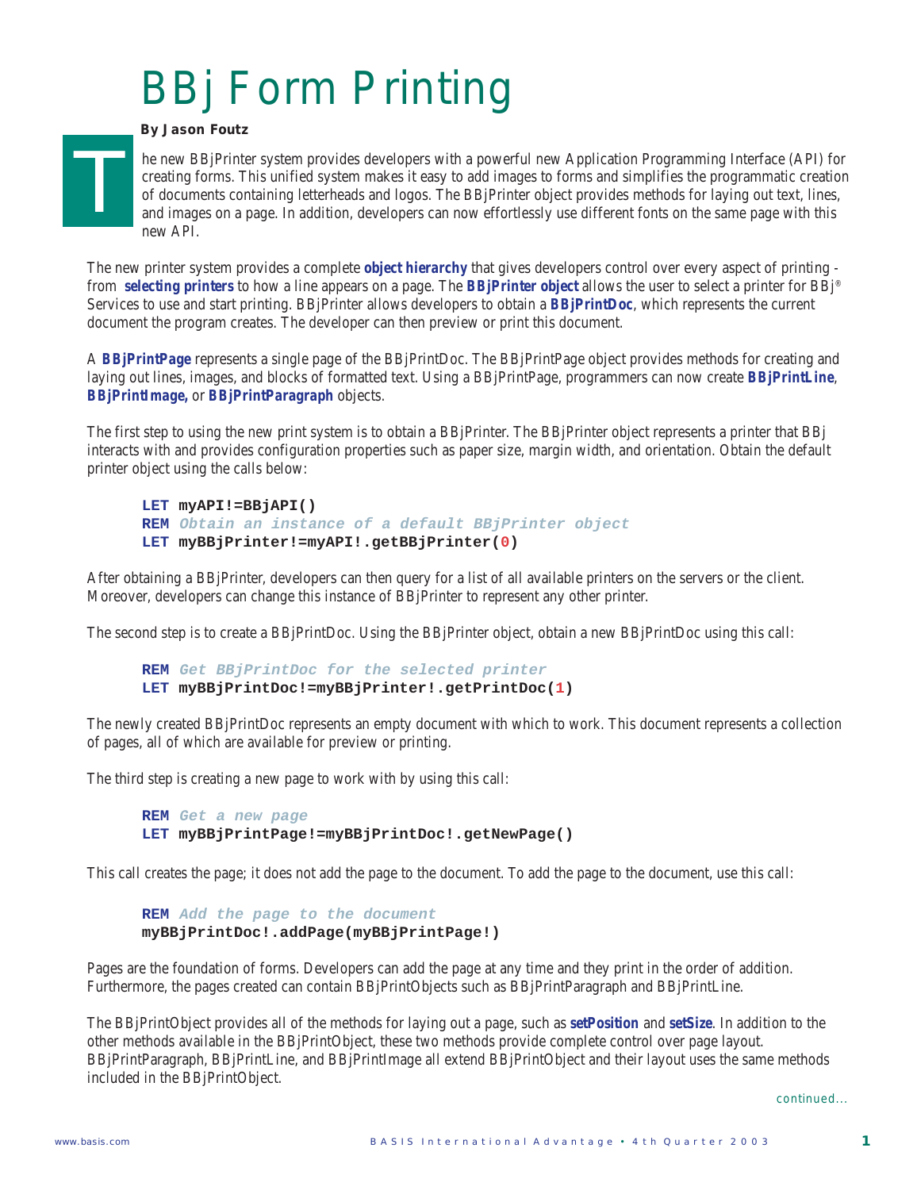# BBj Form Printing

**By Jason Foutz**

The new BBjPrinter system provides developers with a powerful new Application Programming Interface (API) for creating forms. This unified system makes it easy to add images to forms and simplifies the programmatic creation of documents containing letterheads and logos. The BBjPrinter object provides methods for laying out text, lines, and images on a page. In addition, developers can now effortlessly use different fonts on the same page with this new API.

The new printer system provides a complete **object hierarchy** that gives developers control over every aspect of printing - from **selecting printers** to how a line appears on a page. The **BBjPrinter object** allows the user to select a printer for BBj® Services to use and start printing. BBjPrinter allows developers to obtain a **BBjPrintDoc**, which represents the current document the program creates. The developer can then preview or print this document.

A **BBjPrintPage** represents a single page of the BBjPrintDoc. The BBjPrintPage object provides methods for creating and laying out lines, images, and blocks of formatted text. Using a BBjPrintPage, programmers can now create **BBjPrintLine**, **BBjPrintImage,** or **BBjPrintParagraph** objects.

The first step to using the new print system is to obtain a BBjPrinter. The BBjPrinter object represents a printer that BBj interacts with and provides configuration properties such as paper size, margin width, and orientation. Obtain the default printer object using the calls below:

```
LET myAPI!=BBjAPI()
REM Obtain an instance of a default BBjPrinter object
LET myBBjPrinter!=myAPI!.getBBjPrinter(0)
```

After obtaining a BBjPrinter, developers can then query for a list of all available printers on the servers or the client. Moreover, developers can change this instance of BBjPrinter to represent any other printer.

The second step is to create a BBjPrintDoc. Using the BBjPrinter object, obtain a new BBjPrintDoc using this call:

```
REM Get BBjPrintDoc for the selected printer
LET myBBjPrintDoc!=myBBjPrinter!.getPrintDoc(1)
```

The newly created BBjPrintDoc represents an empty document with which to work. This document represents a collection of pages, all of which are available for preview or printing.

The third step is creating a new page to work with by using this call:

```
REM Get a new page
LET myBBjPrintPage!=myBBjPrintDoc!.getNewPage()
```

This call creates the page; it does not add the page to the document. To add the page to the document, use this call:

```
REM Add the page to the document
myBBjPrintDoc!.addPage(myBBjPrintPage!)
```

Pages are the foundation of forms. Developers can add the page at any time and they print in the order of addition. Furthermore, the pages created can contain BBjPrintObjects such as BBjPrintParagraph and BBjPrintLine.

The BBjPrintObject provides all of the methods for laying out a page, such as **setPosition** and **setSize**. In addition to the other methods available in the BBjPrintObject, these two methods provide complete control over page layout. BBjPrintParagraph, BBjPrintLine, and BBjPrintImage all extend BBjPrintObject and their layout uses the same methods included in the BBjPrintObject.

*continued...*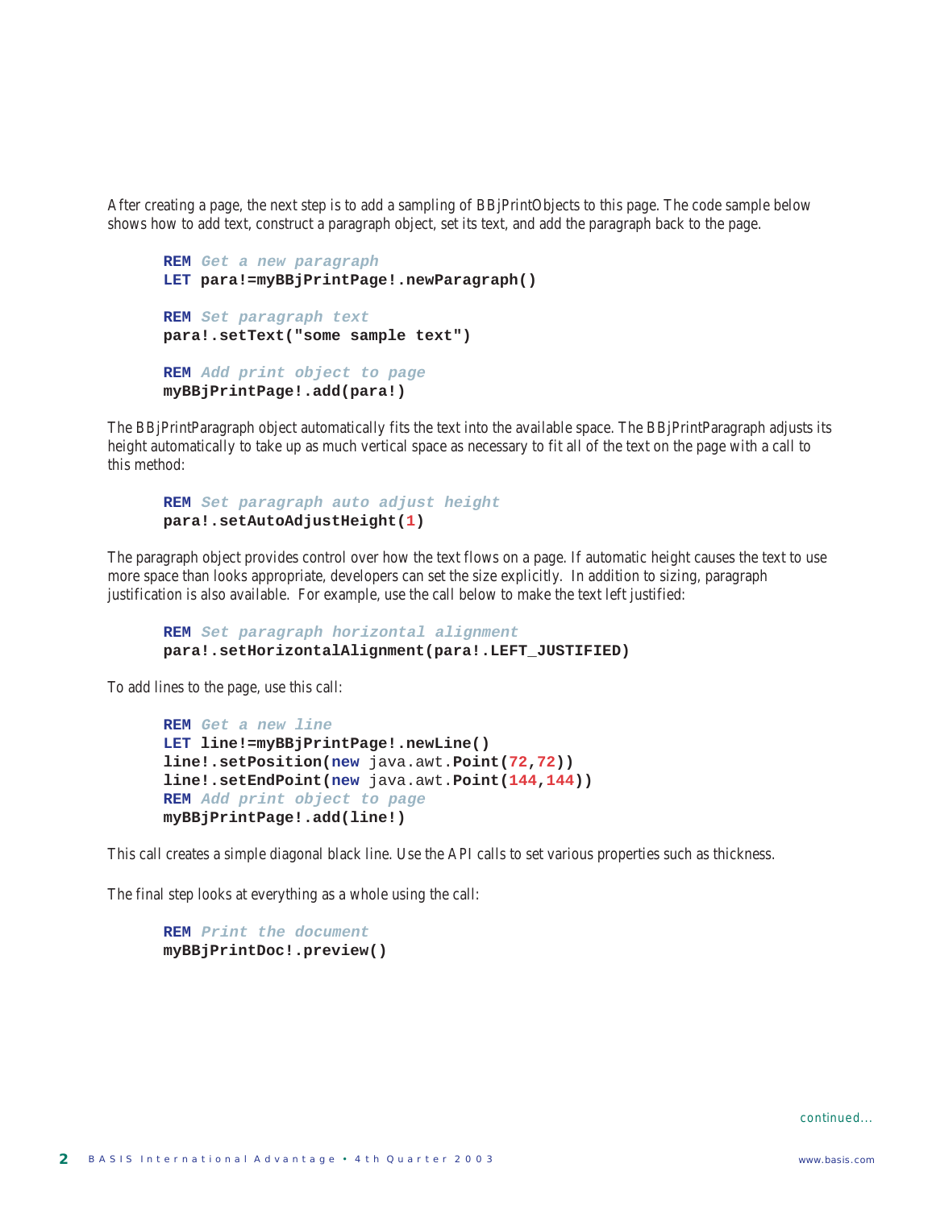After creating a page, the next step is to add a sampling of BBjPrintObjects to this page. The code sample below shows how to add text, construct a paragraph object, set its text, and add the paragraph back to the page.

```
REM Get a new paragraph
LET para!=myBBjPrintPage!.newParagraph()

REM Set paragraph text
para!.setText("some sample text")

REM Add print object to page
myBBjPrintPage!.add(para!)
```

The BBjPrintParagraph object automatically fits the text into the available space. The BBjPrintParagraph adjusts its height automatically to take up as much vertical space as necessary to fit all of the text on the page with a call to this method:

```
REM Set paragraph auto adjust height
para!.setAutoAdjustHeight(1)
```

The paragraph object provides control over how the text flows on a page. If automatic height causes the text to use more space than looks appropriate, developers can set the size explicitly. In addition to sizing, paragraph justification is also available. For example, use the call below to make the text left justified:

```
REM Set paragraph horizontal alignment
para!.setHorizontalAlignment(para!.LEFT_JUSTIFIED)
```

To add lines to the page, use this call:

```
REM Get a new line
LET line!=myBBjPrintPage!.newLine()
line!.setPosition(new java.awt.Point(72,72))
line!.setEndPoint(new java.awt.Point(144,144))
REM Add print object to page
myBBjPrintPage!.add(line!)
```

This call creates a simple diagonal black line. Use the API calls to set various properties such as thickness.

The final step looks at everything as a whole using the call:

```
REM Print the document
myBBjPrintDoc!.preview()
```

continued...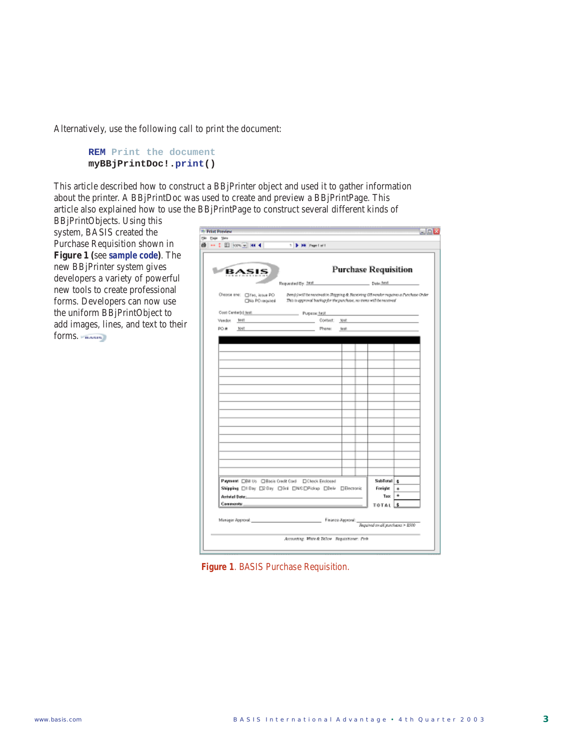Alternatively, use the following call to print the document:

```
REM Print the document
myBBjPrintDoc!.print()
```

This article described how to construct a BBjPrinter object and used it to gather information about the printer. A BBjPrintDoc was used to create and preview a BBjPrintPage. This article also explained how to use the BBjPrintPage to construct several different kinds of BBjPrintObjects. Using this system, BASIS created the Purchase Requisition shown in **Figure 1** (see **sample code**). The new BBjPrinter system gives developers a variety of powerful new tools to create professional forms. Developers can now use the uniform BBjPrintObject to add images, lines, and text to their forms.

**Figure 1**. BASIS Purchase Requisition.